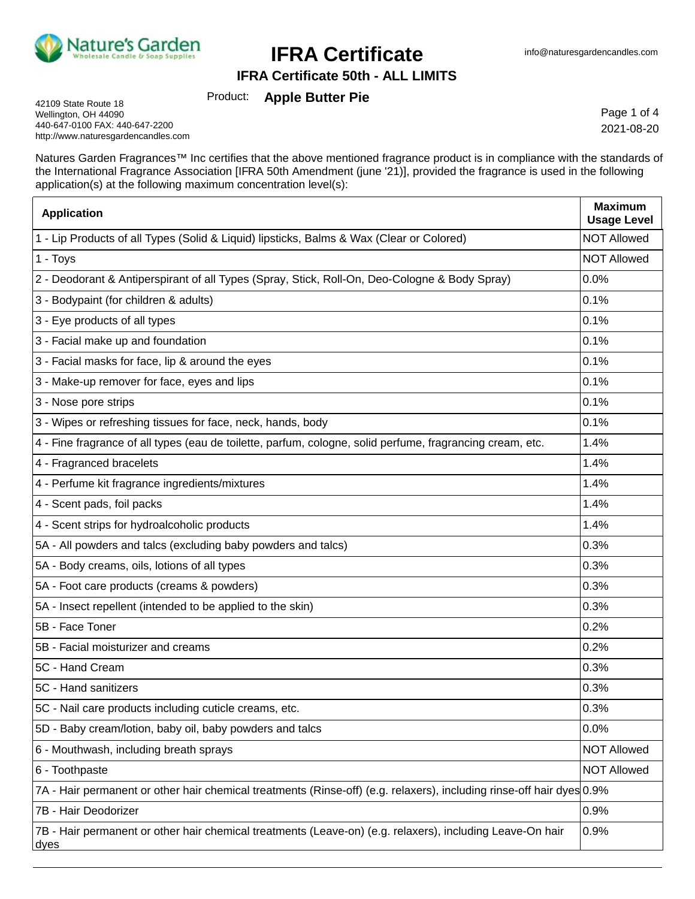# IFRA Certificate

## IFRA Certificate 50th - ALL LIMITS

info@naturesgardencandles.com

Product: **Apple Butter Pie**

42109 State Route 18
Wellington, OH 44090
440-647-0100 FAX: 440-647-2200
http://www.naturesgardencandles.com

2021-08-20

Natures Garden Fragrances™ Inc certifies that the above mentioned fragrance product is in compliance with the standards of the International Fragrance Association [IFRA 50th Amendment (june '21)], provided the fragrance is used in the following application(s) at the following maximum concentration level(s):

| Application | Maximum Usage Level |
|---|---|
| 1 - Lip Products of all Types (Solid & Liquid) lipsticks, Balms & Wax (Clear or Colored) | NOT Allowed |
| 1 - Toys | NOT Allowed |
| 2 - Deodorant & Antiperspirant of all Types (Spray, Stick, Roll-On, Deo-Cologne & Body Spray) | 0.0% |
| 3 - Bodypaint (for children & adults) | 0.1% |
| 3 - Eye products of all types | 0.1% |
| 3 - Facial make up and foundation | 0.1% |
| 3 - Facial masks for face, lip & around the eyes | 0.1% |
| 3 - Make-up remover for face, eyes and lips | 0.1% |
| 3 - Nose pore strips | 0.1% |
| 3 - Wipes or refreshing tissues for face, neck, hands, body | 0.1% |
| 4 - Fine fragrance of all types (eau de toilette, parfum, cologne, solid perfume, fragrancing cream, etc. | 1.4% |
| 4 - Fragranced bracelets | 1.4% |
| 4 - Perfume kit fragrance ingredients/mixtures | 1.4% |
| 4 - Scent pads, foil packs | 1.4% |
| 4 - Scent strips for hydroalcoholic products | 1.4% |
| 5A - All powders and talcs (excluding baby powders and talcs) | 0.3% |
| 5A - Body creams, oils, lotions of all types | 0.3% |
| 5A - Foot care products (creams & powders) | 0.3% |
| 5A - Insect repellent (intended to be applied to the skin) | 0.3% |
| 5B - Face Toner | 0.2% |
| 5B - Facial moisturizer and creams | 0.2% |
| 5C - Hand Cream | 0.3% |
| 5C - Hand sanitizers | 0.3% |
| 5C - Nail care products including cuticle creams, etc. | 0.3% |
| 5D - Baby cream/lotion, baby oil, baby powders and talcs | 0.0% |
| 6 - Mouthwash, including breath sprays | NOT Allowed |
| 6 - Toothpaste | NOT Allowed |
| 7A - Hair permanent or other hair chemical treatments (Rinse-off) (e.g. relaxers), including rinse-off hair dyes | 0.9% |
| 7B - Hair Deodorizer | 0.9% |
| 7B - Hair permanent or other hair chemical treatments (Leave-on) (e.g. relaxers), including Leave-On hair dyes | 0.9% |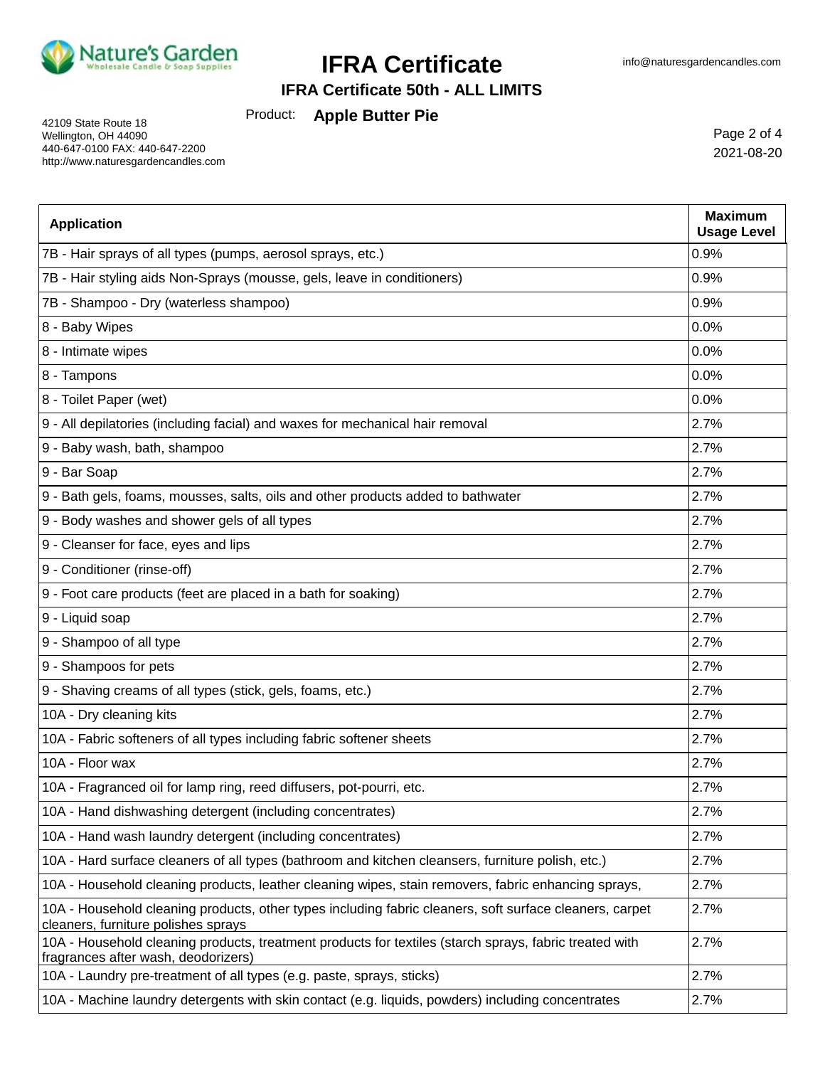# IFRA Certificate

info@naturesgardencandles.com

**IFRA Certificate 50th - ALL LIMITS**

Product: **Apple Butter Pie**

42109 State Route 18
Wellington, OH 44090
440-647-0100 FAX: 440-647-2200
http://www.naturesgardencandles.com

2021-08-20

| Application | Maximum Usage Level |
|---|---|
| 7B - Hair sprays of all types (pumps, aerosol sprays, etc.) | 0.9% |
| 7B - Hair styling aids Non-Sprays (mousse, gels, leave in conditioners) | 0.9% |
| 7B - Shampoo - Dry (waterless shampoo) | 0.9% |
| 8 - Baby Wipes | 0.0% |
| 8 - Intimate wipes | 0.0% |
| 8 - Tampons | 0.0% |
| 8 - Toilet Paper (wet) | 0.0% |
| 9 - All depilatories (including facial) and waxes for mechanical hair removal | 2.7% |
| 9 - Baby wash, bath, shampoo | 2.7% |
| 9 - Bar Soap | 2.7% |
| 9 - Bath gels, foams, mousses, salts, oils and other products added to bathwater | 2.7% |
| 9 - Body washes and shower gels of all types | 2.7% |
| 9 - Cleanser for face, eyes and lips | 2.7% |
| 9 - Conditioner (rinse-off) | 2.7% |
| 9 - Foot care products (feet are placed in a bath for soaking) | 2.7% |
| 9 - Liquid soap | 2.7% |
| 9 - Shampoo of all type | 2.7% |
| 9 - Shampoos for pets | 2.7% |
| 9 - Shaving creams of all types (stick, gels, foams, etc.) | 2.7% |
| 10A - Dry cleaning kits | 2.7% |
| 10A - Fabric softeners of all types including fabric softener sheets | 2.7% |
| 10A - Floor wax | 2.7% |
| 10A - Fragranced oil for lamp ring, reed diffusers, pot-pourri, etc. | 2.7% |
| 10A - Hand dishwashing detergent (including concentrates) | 2.7% |
| 10A - Hand wash laundry detergent (including concentrates) | 2.7% |
| 10A - Hard surface cleaners of all types (bathroom and kitchen cleansers, furniture polish, etc.) | 2.7% |
| 10A - Household cleaning products, leather cleaning wipes, stain removers, fabric enhancing sprays, | 2.7% |
| 10A - Household cleaning products, other types including fabric cleaners, soft surface cleaners, carpet cleaners, furniture polishes sprays | 2.7% |
| 10A - Household cleaning products, treatment products for textiles (starch sprays, fabric treated with fragrances after wash, deodorizers) | 2.7% |
| 10A - Laundry pre-treatment of all types (e.g. paste, sprays, sticks) | 2.7% |
| 10A - Machine laundry detergents with skin contact (e.g. liquids, powders) including concentrates | 2.7% |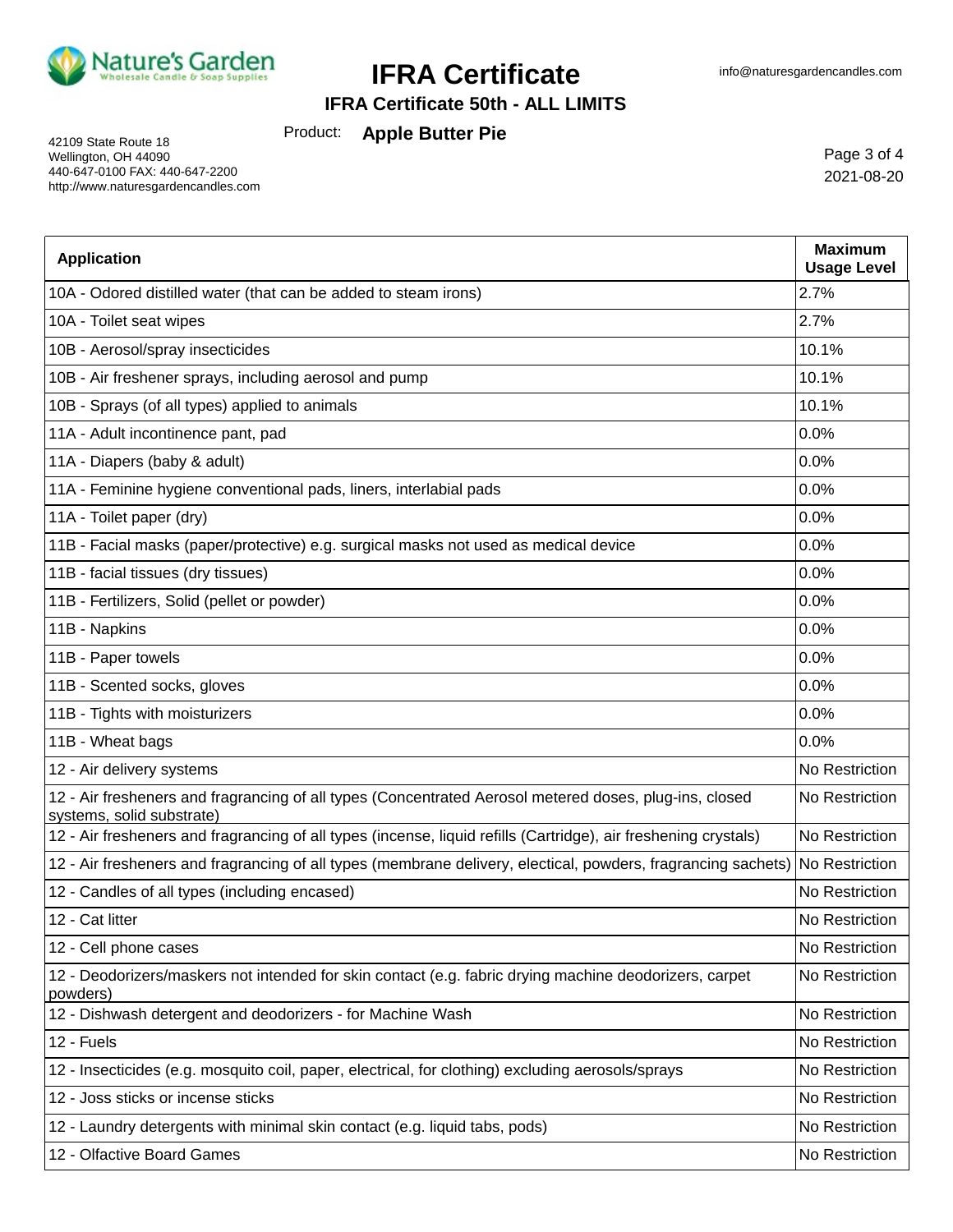| Application | Maximum Usage Level |
| --- | --- |
| 10A - Odored distilled water (that can be added to steam irons) | 2.7% |
| 10A - Toilet seat wipes | 2.7% |
| 10B - Aerosol/spray insecticides | 10.1% |
| 10B - Air freshener sprays, including aerosol and pump | 10.1% |
| 10B - Sprays (of all types) applied to animals | 10.1% |
| 11A - Adult incontinence pant, pad | 0.0% |
| 11A - Diapers (baby & adult) | 0.0% |
| 11A - Feminine hygiene conventional pads, liners, interlabial pads | 0.0% |
| 11A - Toilet paper (dry) | 0.0% |
| 11B - Facial masks (paper/protective) e.g. surgical masks not used as medical device | 0.0% |
| 11B - facial tissues (dry tissues) | 0.0% |
| 11B - Fertilizers, Solid (pellet or powder) | 0.0% |
| 11B - Napkins | 0.0% |
| 11B - Paper towels | 0.0% |
| 11B - Scented socks, gloves | 0.0% |
| 11B - Tights with moisturizers | 0.0% |
| 11B - Wheat bags | 0.0% |
| 12 - Air delivery systems | No Restriction |
| 12 - Air fresheners and fragrancing of all types (Concentrated Aerosol metered doses, plug-ins, closed systems, solid substrate) | No Restriction |
| 12 - Air fresheners and fragrancing of all types (incense, liquid refills (Cartridge), air freshening crystals) | No Restriction |
| 12 - Air fresheners and fragrancing of all types (membrane delivery, electical, powders, fragrancing sachets) | No Restriction |
| 12 - Candles of all types (including encased) | No Restriction |
| 12 - Cat litter | No Restriction |
| 12 - Cell phone cases | No Restriction |
| 12 - Deodorizers/maskers not intended for skin contact (e.g. fabric drying machine deodorizers, carpet powders) | No Restriction |
| 12 - Dishwash detergent and deodorizers - for Machine Wash | No Restriction |
| 12 - Fuels | No Restriction |
| 12 - Insecticides (e.g. mosquito coil, paper, electrical, for clothing) excluding aerosols/sprays | No Restriction |
| 12 - Joss sticks or incense sticks | No Restriction |
| 12 - Laundry detergents with minimal skin contact (e.g. liquid tabs, pods) | No Restriction |
| 12 - Olfactive Board Games | No Restriction |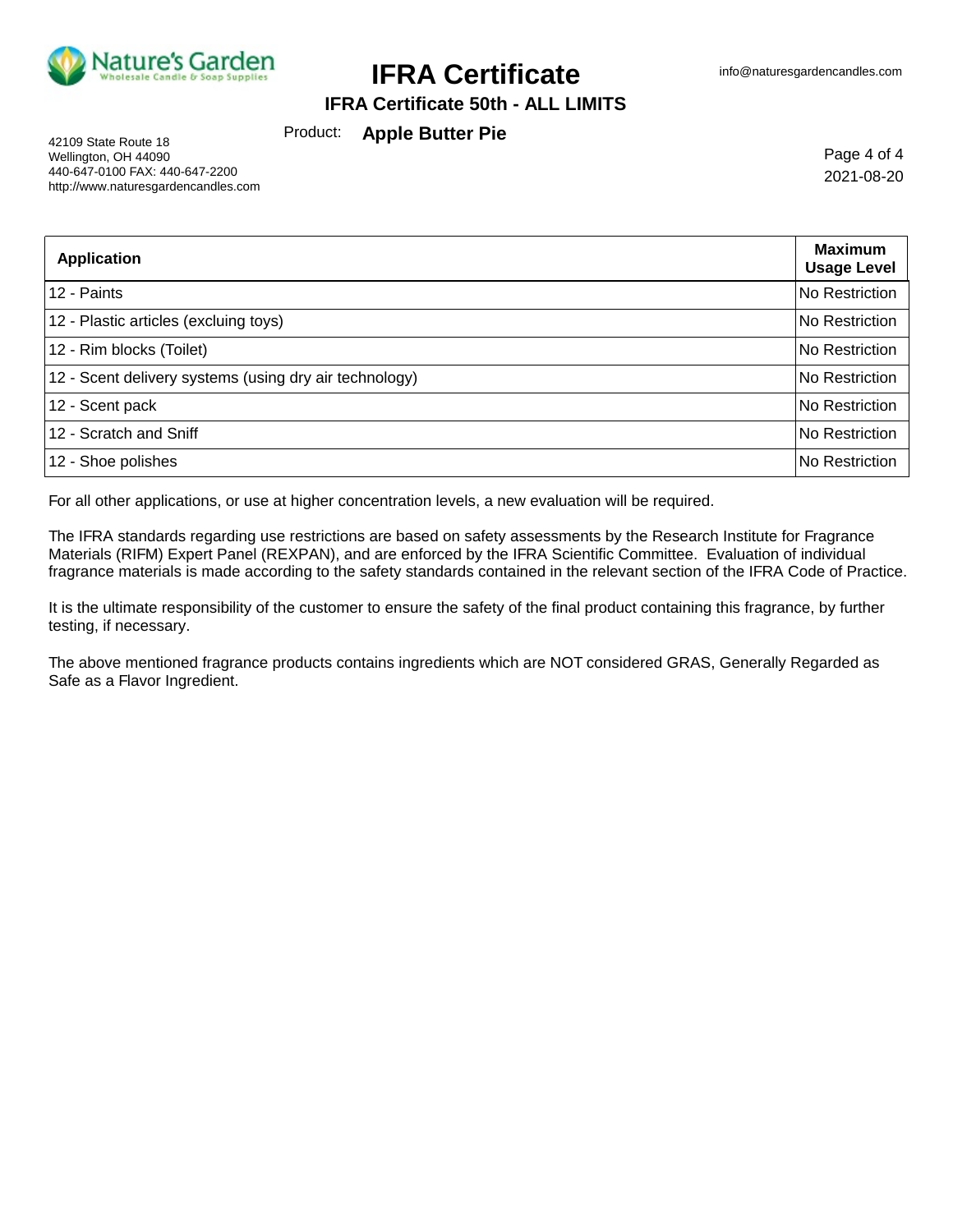| Application | Maximum Usage Level |
| --- | --- |
| 12 - Paints | No Restriction |
| 12 - Plastic articles (excluing toys) | No Restriction |
| 12 - Rim blocks (Toilet) | No Restriction |
| 12 - Scent delivery systems (using dry air technology) | No Restriction |
| 12 - Scent pack | No Restriction |
| 12 - Scratch and Sniff | No Restriction |
| 12 - Shoe polishes | No Restriction |

For all other applications, or use at higher concentration levels, a new evaluation will be required.

The IFRA standards regarding use restrictions are based on safety assessments by the Research Institute for Fragrance Materials (RIFM) Expert Panel (REXPAN), and are enforced by the IFRA Scientific Committee. Evaluation of individual fragrance materials is made according to the safety standards contained in the relevant section of the IFRA Code of Practice.

It is the ultimate responsibility of the customer to ensure the safety of the final product containing this fragrance, by further testing, if necessary.

The above mentioned fragrance products contains ingredients which are NOT considered GRAS, Generally Regarded as Safe as a Flavor Ingredient.